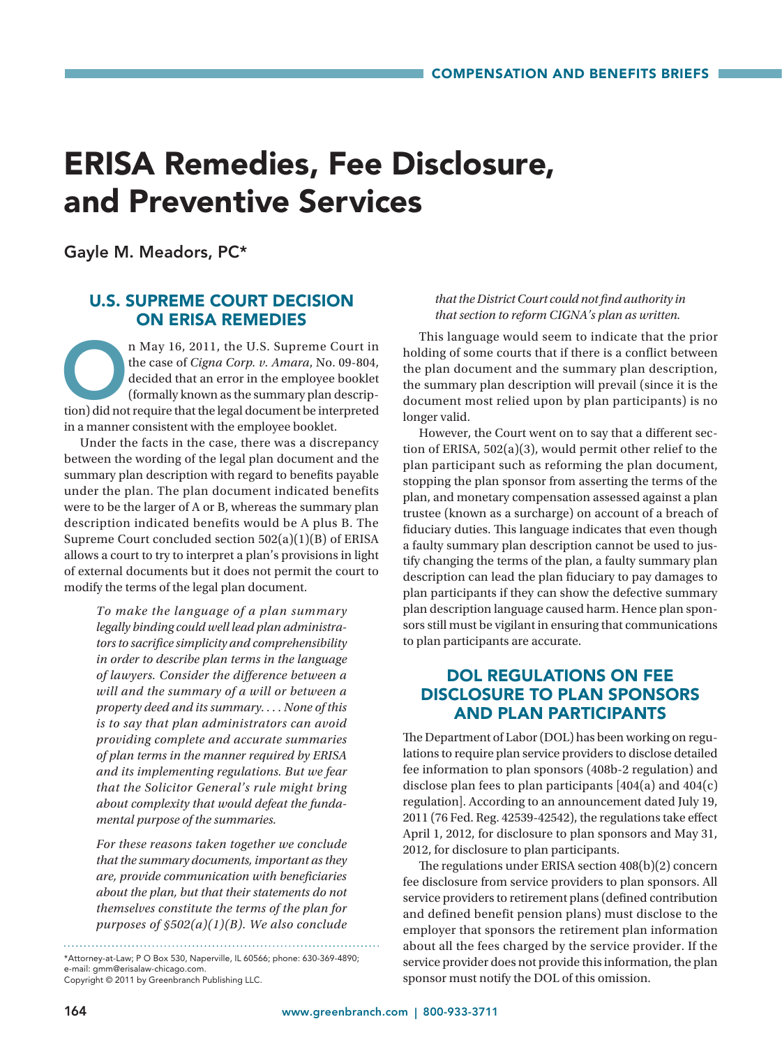# ERISA Remedies, Fee Disclosure, and Preventive Services

Gayle M. Meadors, PC*

## U.S. SUPREME COURT DECISION ON ERISA REMEDIES

On May 16, 2011, the U.S. Supreme Court in the case of *Cigna Corp. v. Amara*, No. 09-804, decided that an error in the employee booklet (formally known as the summary plan description) did not require that the legal document be interpreted in a manner consistent with the employee booklet.

Under the facts in the case, there was a discrepancy between the wording of the legal plan document and the summary plan description with regard to benefits payable under the plan. The plan document indicated benefits were to be the larger of A or B, whereas the summary plan description indicated benefits would be A plus B. The Supreme Court concluded section 502(a)(1)(B) of ERISA allows a court to try to interpret a plan's provisions in light of external documents but it does not permit the court to modify the terms of the legal plan document.

> *To make the language of a plan summary legally binding could well lead plan administrators to sacrifice simplicity and comprehensibility in order to describe plan terms in the language of lawyers. Consider the difference between a will and the summary of a will or between a property deed and its summary. . . . None of this is to say that plan administrators can avoid providing complete and accurate summaries of plan terms in the manner required by ERISA and its implementing regulations. But we fear that the Solicitor General's rule might bring about complexity that would defeat the fundamental purpose of the summaries.*
>
> *For these reasons taken together we conclude that the summary documents, important as they are, provide communication with beneficiaries about the plan, but that their statements do not themselves constitute the terms of the plan for purposes of §502(a)(1)(B). We also conclude that the District Court could not find authority in that section to reform CIGNA's plan as written.*

This language would seem to indicate that the prior holding of some courts that if there is a conflict between the plan document and the summary plan description, the summary plan description will prevail (since it is the document most relied upon by plan participants) is no longer valid.

However, the Court went on to say that a different section of ERISA, 502(a)(3), would permit other relief to the plan participant such as reforming the plan document, stopping the plan sponsor from asserting the terms of the plan, and monetary compensation assessed against a plan trustee (known as a surcharge) on account of a breach of fiduciary duties. This language indicates that even though a faulty summary plan description cannot be used to justify changing the terms of the plan, a faulty summary plan description can lead the plan fiduciary to pay damages to plan participants if they can show the defective summary plan description language caused harm. Hence plan sponsors still must be vigilant in ensuring that communications to plan participants are accurate.

## DOL REGULATIONS ON FEE DISCLOSURE TO PLAN SPONSORS AND PLAN PARTICIPANTS

The Department of Labor (DOL) has been working on regulations to require plan service providers to disclose detailed fee information to plan sponsors (408b-2 regulation) and disclose plan fees to plan participants [404(a) and 404(c) regulation]. According to an announcement dated July 19, 2011 (76 Fed. Reg. 42539-42542), the regulations take effect April 1, 2012, for disclosure to plan sponsors and May 31, 2012, for disclosure to plan participants.

The regulations under ERISA section 408(b)(2) concern fee disclosure from service providers to plan sponsors. All service providers to retirement plans (defined contribution and defined benefit pension plans) must disclose to the employer that sponsors the retirement plan information about all the fees charged by the service provider. If the service provider does not provide this information, the plan sponsor must notify the DOL of this omission.

---

*Attorney-at-Law; P O Box 530, Naperville, IL 60566; phone: 630-369-4890; e-mail: gmm@erisalaw-chicago.com.
Copyright © 2011 by Greenbranch Publishing LLC.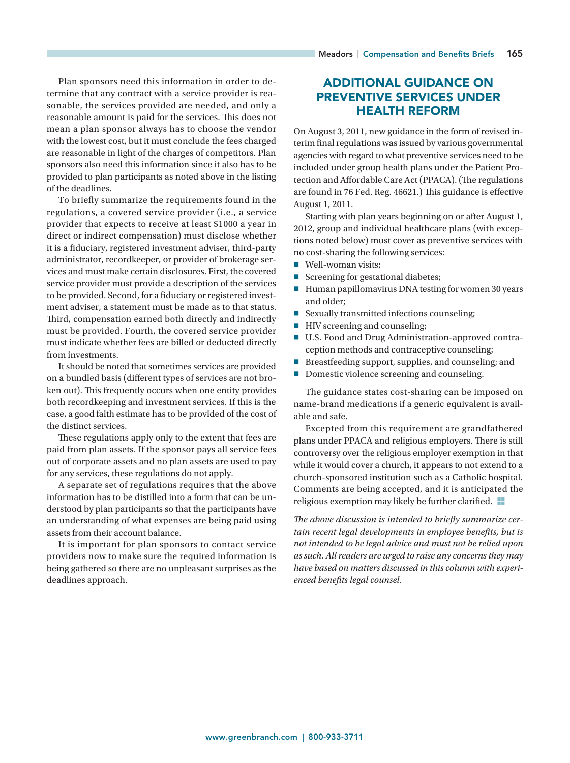Plan sponsors need this information in order to determine that any contract with a service provider is reasonable, the services provided are needed, and only a reasonable amount is paid for the services. This does not mean a plan sponsor always has to choose the vendor with the lowest cost, but it must conclude the fees charged are reasonable in light of the charges of competitors. Plan sponsors also need this information since it also has to be provided to plan participants as noted above in the listing of the deadlines.

To briefly summarize the requirements found in the regulations, a covered service provider (i.e., a service provider that expects to receive at least $1000 a year in direct or indirect compensation) must disclose whether it is a fiduciary, registered investment adviser, third-party administrator, recordkeeper, or provider of brokerage services and must make certain disclosures. First, the covered service provider must provide a description of the services to be provided. Second, for a fiduciary or registered investment adviser, a statement must be made as to that status. Third, compensation earned both directly and indirectly must be provided. Fourth, the covered service provider must indicate whether fees are billed or deducted directly from investments.

It should be noted that sometimes services are provided on a bundled basis (different types of services are not broken out). This frequently occurs when one entity provides both recordkeeping and investment services. If this is the case, a good faith estimate has to be provided of the cost of the distinct services.

These regulations apply only to the extent that fees are paid from plan assets. If the sponsor pays all service fees out of corporate assets and no plan assets are used to pay for any services, these regulations do not apply.

A separate set of regulations requires that the above information has to be distilled into a form that can be understood by plan participants so that the participants have an understanding of what expenses are being paid using assets from their account balance.

It is important for plan sponsors to contact service providers now to make sure the required information is being gathered so there are no unpleasant surprises as the deadlines approach.

## ADDITIONAL GUIDANCE ON PREVENTIVE SERVICES UNDER HEALTH REFORM

On August 3, 2011, new guidance in the form of revised interim final regulations was issued by various governmental agencies with regard to what preventive services need to be included under group health plans under the Patient Protection and Affordable Care Act (PPACA). (The regulations are found in 76 Fed. Reg. 46621.) This guidance is effective August 1, 2011.

Starting with plan years beginning on or after August 1, 2012, group and individual healthcare plans (with exceptions noted below) must cover as preventive services with no cost-sharing the following services:

- Well-woman visits;
- Screening for gestational diabetes;
- Human papillomavirus DNA testing for women 30 years and older;
- Sexually transmitted infections counseling;
- HIV screening and counseling;
- U.S. Food and Drug Administration-approved contraception methods and contraceptive counseling;
- Breastfeeding support, supplies, and counseling; and
- Domestic violence screening and counseling.

The guidance states cost-sharing can be imposed on name-brand medications if a generic equivalent is available and safe.

Excepted from this requirement are grandfathered plans under PPACA and religious employers. There is still controversy over the religious employer exemption in that while it would cover a church, it appears to not extend to a church-sponsored institution such as a Catholic hospital. Comments are being accepted, and it is anticipated the religious exemption may likely be further clarified.

*The above discussion is intended to briefly summarize certain recent legal developments in employee benefits, but is not intended to be legal advice and must not be relied upon as such. All readers are urged to raise any concerns they may have based on matters discussed in this column with experienced benefits legal counsel.*